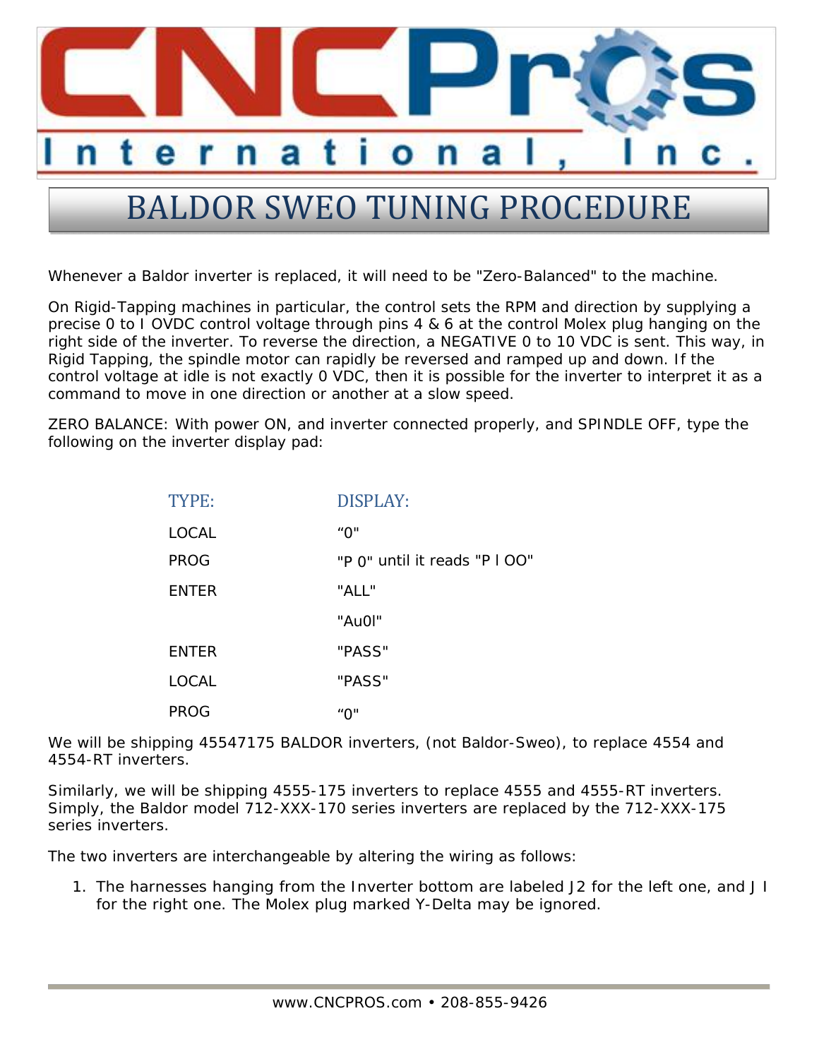# CNCPros International, Inc.

## BALDOR SWEO TUNING PROCEDURE

Whenever a Baldor inverter is replaced, it will need to be "Zero-Balanced" to the machine.

On Rigid-Tapping machines in particular, the control sets the RPM and direction by supplying a precise 0 to I OVDC control voltage through pins 4 & 6 at the control Molex plug hanging on the right side of the inverter. To reverse the direction, a NEGATIVE 0 to 10 VDC is sent. This way, in Rigid Tapping, the spindle motor can rapidly be reversed and ramped up and down. If the control voltage at idle is not exactly 0 VDC, then it is possible for the inverter to interpret it as a command to move in one direction or another at a slow speed.

ZERO BALANCE: With power ON, and inverter connected properly, and SPINDLE OFF, type the following on the inverter display pad:

| TYPE: | DISPLAY: |
|---|---|
| LOCAL | "0" |
| PROG | "P 0" until it reads "P l OO" |
| ENTER | "ALL" |
| | "Au0l" |
| ENTER | "PASS" |
| LOCAL | "PASS" |
| PROG | "0" |

We will be shipping 45547175 BALDOR inverters, (not Baldor-Sweo), to replace 4554 and 4554-RT inverters.

Similarly, we will be shipping 4555-175 inverters to replace 4555 and 4555-RT inverters. Simply, the Baldor model 712-XXX-170 series inverters are replaced by the 712-XXX-175 series inverters.

The two inverters are interchangeable by altering the wiring as follows:

1. The harnesses hanging from the Inverter bottom are labeled J2 for the left one, and J I for the right one. The Molex plug marked Y-Delta may be ignored.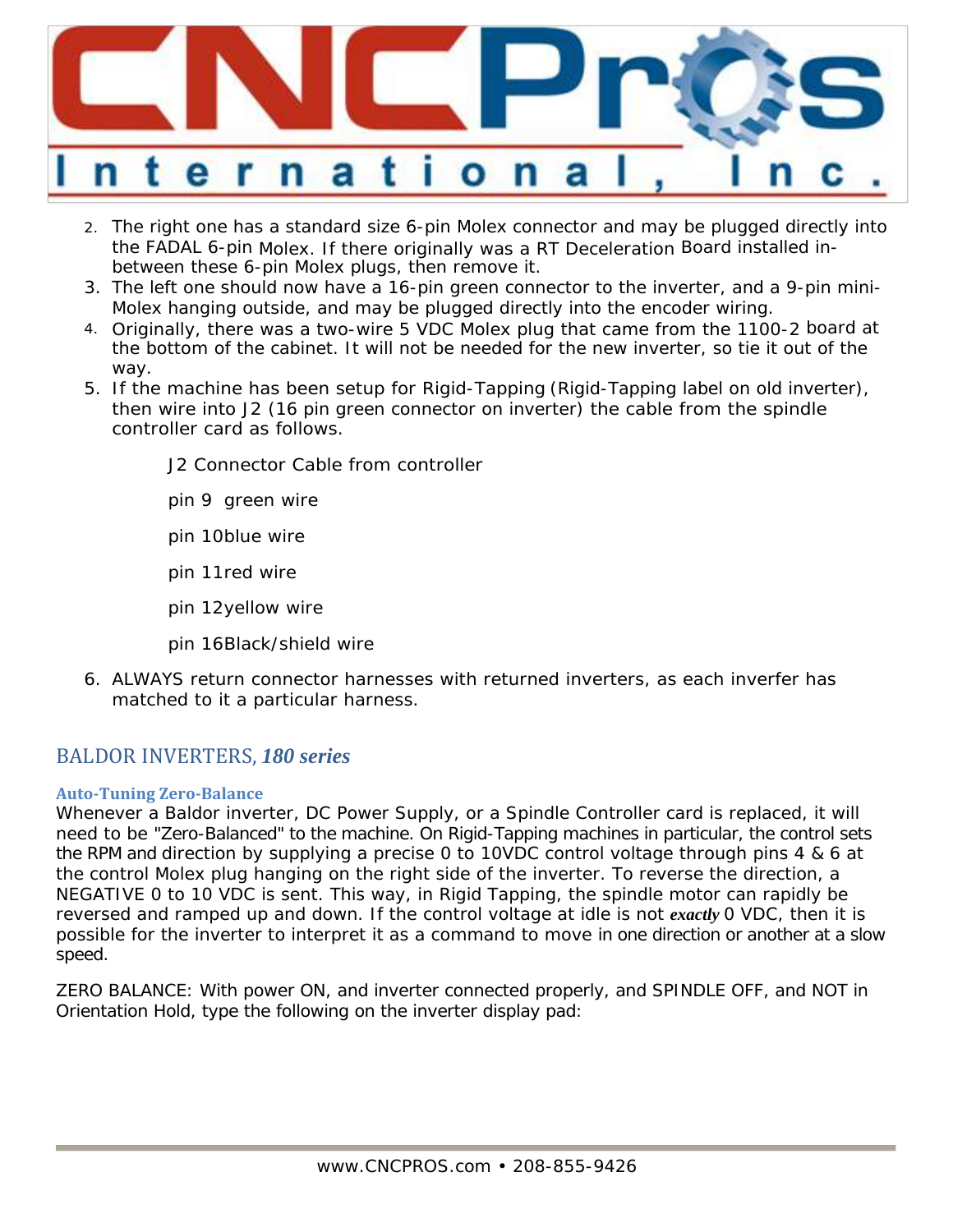2. The right one has a standard size 6-pin Molex connector and may be plugged directly into the FADAL 6-pin Molex. If there originally was a RT Deceleration Board installed in-between these 6-pin Molex plugs, then remove it.
3. The left one should now have a 16-pin green connector to the inverter, and a 9-pin mini-Molex hanging outside, and may be plugged directly into the encoder wiring.
4. Originally, there was a two-wire 5 VDC Molex plug that came from the 1100-2 board at the bottom of the cabinet. It will not be needed for the new inverter, so tie it out of the way.
5. If the machine has been setup for Rigid-Tapping (Rigid-Tapping label on old inverter), then wire into J2 (16 pin green connector on inverter) the cable from the spindle controller card as follows.

   J2 Connector Cable from controller

   pin 9 green wire

   pin 10blue wire

   pin 11red wire

   pin 12yellow wire

   pin 16Black/shield wire

6. ALWAYS return connector harnesses with returned inverters, as each inverfer has matched to it a particular harness.

## BALDOR INVERTERS, *180 series*

### Auto-Tuning Zero-Balance

Whenever a Baldor inverter, DC Power Supply, or a Spindle Controller card is replaced, it will need to be "Zero-Balanced" to the machine. On Rigid-Tapping machines in particular, the control sets the RPM and direction by supplying a precise 0 to 10VDC control voltage through pins 4 & 6 at the control Molex plug hanging on the right side of the inverter. To reverse the direction, a NEGATIVE 0 to 10 VDC is sent. This way, in Rigid Tapping, the spindle motor can rapidly be reversed and ramped up and down. If the control voltage at idle is not ***exactly*** 0 VDC, then it is possible for the inverter to interpret it as a command to move in one direction or another at a slow speed.

ZERO BALANCE: With power ON, and inverter connected properly, and SPINDLE OFF, and NOT in Orientation Hold, type the following on the inverter display pad: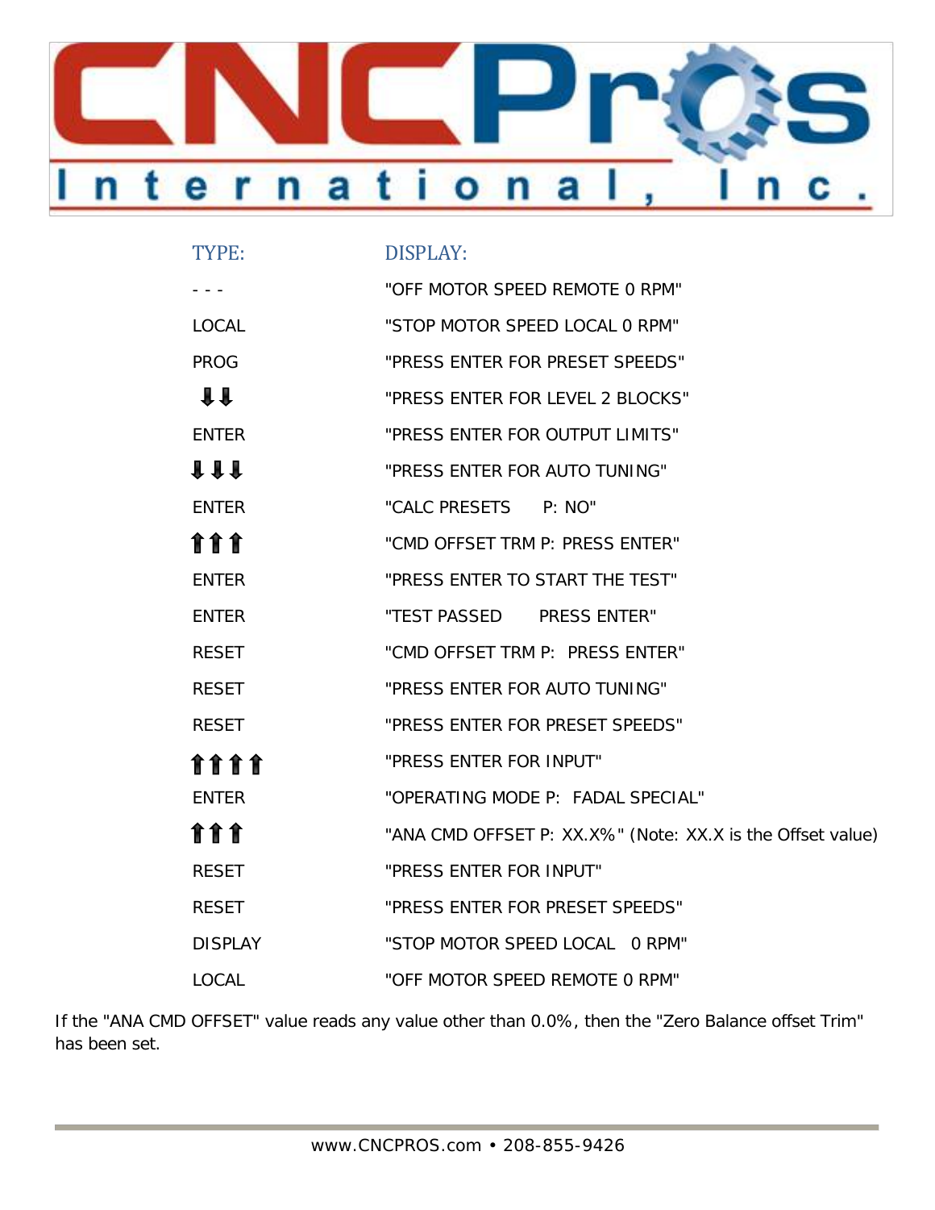| TYPE: | DISPLAY: |
|---|---|
| - - - | "OFF MOTOR SPEED REMOTE 0 RPM" |
| LOCAL | "STOP MOTOR SPEED LOCAL 0 RPM" |
| PROG | "PRESS ENTER FOR PRESET SPEEDS" |
| ⬇⬇ | "PRESS ENTER FOR LEVEL 2 BLOCKS" |
| ENTER | "PRESS ENTER FOR OUTPUT LIMITS" |
| ⬇⬇⬇ | "PRESS ENTER FOR AUTO TUNING" |
| ENTER | "CALC PRESETS P: NO" |
| ⬆⬆⬆ | "CMD OFFSET TRM P: PRESS ENTER" |
| ENTER | "PRESS ENTER TO START THE TEST" |
| ENTER | "TEST PASSED PRESS ENTER" |
| RESET | "CMD OFFSET TRM P: PRESS ENTER" |
| RESET | "PRESS ENTER FOR AUTO TUNING" |
| RESET | "PRESS ENTER FOR PRESET SPEEDS" |
| ⬆⬆⬆⬆ | "PRESS ENTER FOR INPUT" |
| ENTER | "OPERATING MODE P: FADAL SPECIAL" |
| ⬆⬆⬆ | "ANA CMD OFFSET P: XX.X%" (Note: XX.X is the Offset value) |
| RESET | "PRESS ENTER FOR INPUT" |
| RESET | "PRESS ENTER FOR PRESET SPEEDS" |
| DISPLAY | "STOP MOTOR SPEED LOCAL 0 RPM" |
| LOCAL | "OFF MOTOR SPEED REMOTE 0 RPM" |

If the "ANA CMD OFFSET" value reads any value other than 0.0%, then the "Zero Balance offset Trim" has been set.